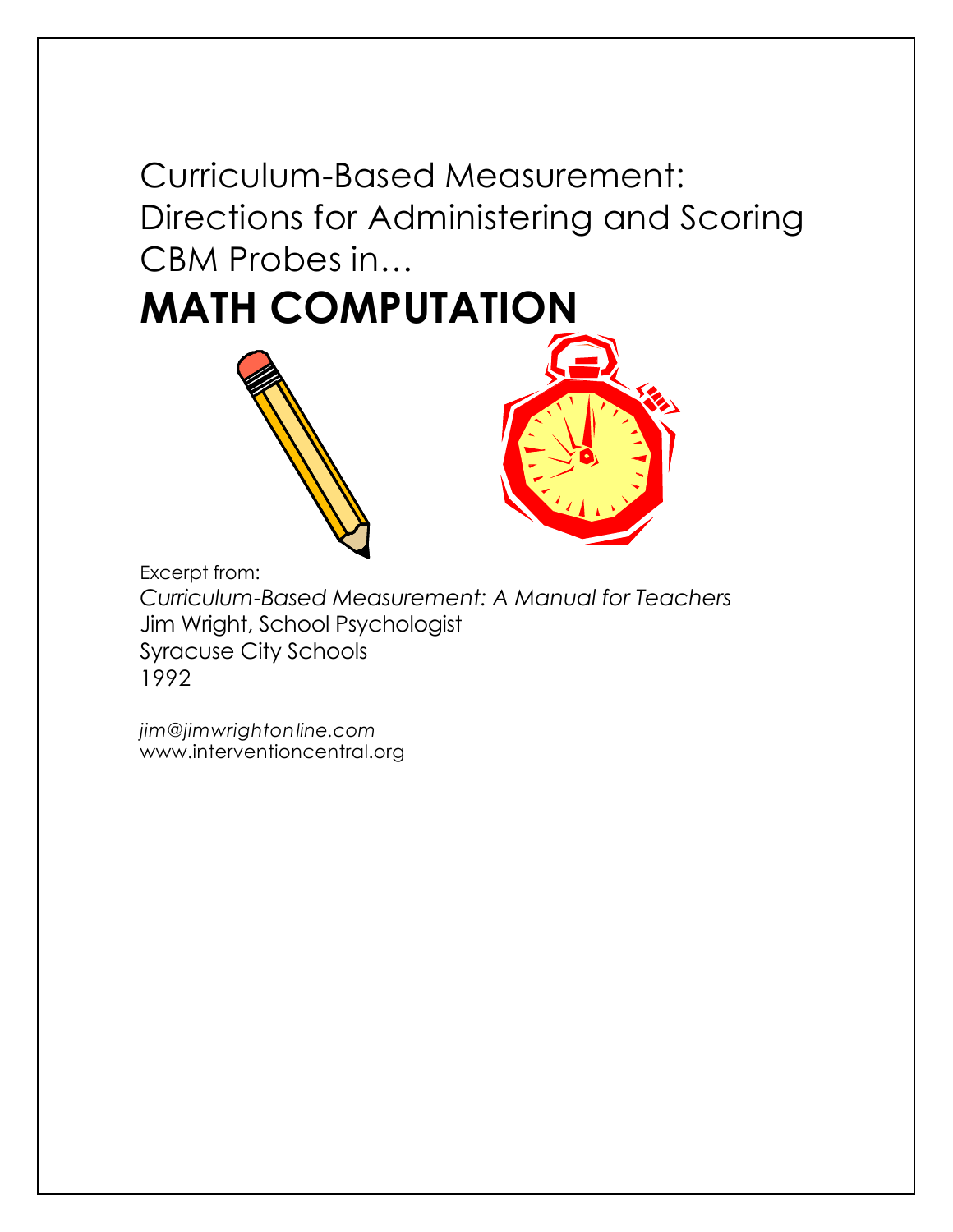# Curriculum-Based Measurement: Directions for Administering and Scoring CBM Probes in…

# MATH COMPUTATION

Excerpt from:

*Curriculum-Based Measurement: A Manual for Teachers*
Jim Wright, School Psychologist
Syracuse City Schools
1992

*jim@jimwrightonline.com*
www.interventioncentral.org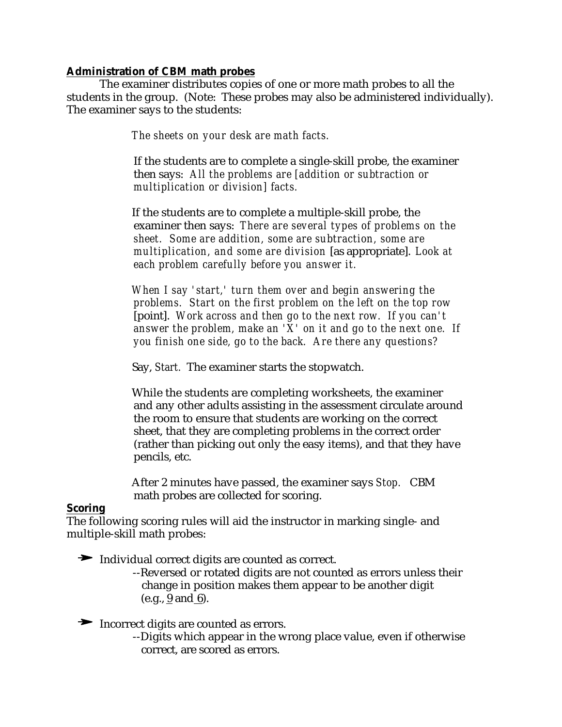**Administration of CBM math probes**

The examiner distributes copies of one or more math probes to all the students in the group. (Note: These probes may also be administered individually). The examiner says to the students:

> *The sheets on your desk are math facts.*
>
> If the students are to complete a single-skill probe, the examiner then says: *All the problems are [addition or subtraction or multiplication or division] facts.*
>
> If the students are to complete a multiple-skill probe, the examiner then says: *There are several types of problems on the sheet. Some are addition, some are subtraction, some are multiplication, and some are division* [as appropriate]. *Look at each problem carefully before you answer it.*
>
> *When I say 'start,' turn them over and begin answering the problems. Start on the first problem on the left on the top row* [point]. *Work across and then go to the next row. If you can't answer the problem, make an 'X' on it and go to the next one. If you finish one side, go to the back. Are there any questions?*
>
> Say, *Start.* The examiner starts the stopwatch.
>
> While the students are completing worksheets, the examiner and any other adults assisting in the assessment circulate around the room to ensure that students are working on the correct sheet, that they are completing problems in the correct order (rather than picking out only the easy items), and that they have pencils, etc.
>
> After 2 minutes have passed, the examiner says *Stop.* CBM math probes are collected for scoring.

**Scoring**

The following scoring rules will aid the instructor in marking single- and multiple-skill math probes:

- Individual correct digits are counted as correct.
  - --Reversed or rotated digits are not counted as errors unless their change in position makes them appear to be another digit (e.g., 9 and 6).
- Incorrect digits are counted as errors.
  - --Digits which appear in the wrong place value, even if otherwise correct, are scored as errors.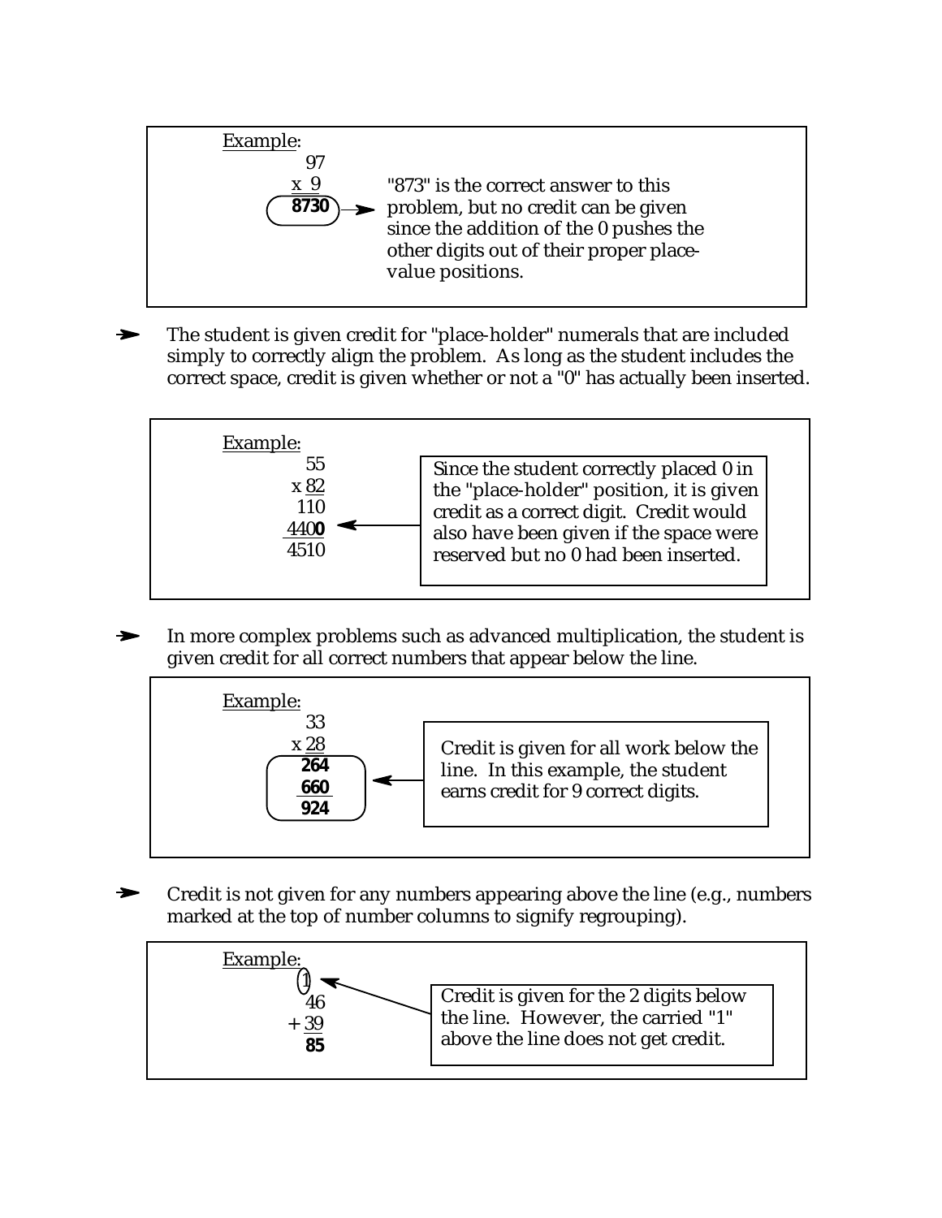Example:

```
  97
x  9
8730
```

"873" is the correct answer to this problem, but no credit can be given since the addition of the 0 pushes the other digits out of their proper place-value positions.

- The student is given credit for "place-holder" numerals that are included simply to correctly align the problem. As long as the student includes the correct space, credit is given whether or not a "0" has actually been inserted.

Example:

```
   55
 x 82
  110
 4400
 4510
```

Since the student correctly placed 0 in the "place-holder" position, it is given credit as a correct digit. Credit would also have been given if the space were reserved but no 0 had been inserted.

- In more complex problems such as advanced multiplication, the student is given credit for all correct numbers that appear below the line.

Example:

```
   33
 x 28
  264
  660
  924
```

Credit is given for all work below the line. In this example, the student earns credit for 9 correct digits.

- Credit is not given for any numbers appearing above the line (e.g., numbers marked at the top of number columns to signify regrouping).

Example:

```
   1
   46
 + 39
   85
```

Credit is given for the 2 digits below the line. However, the carried "1" above the line does not get credit.